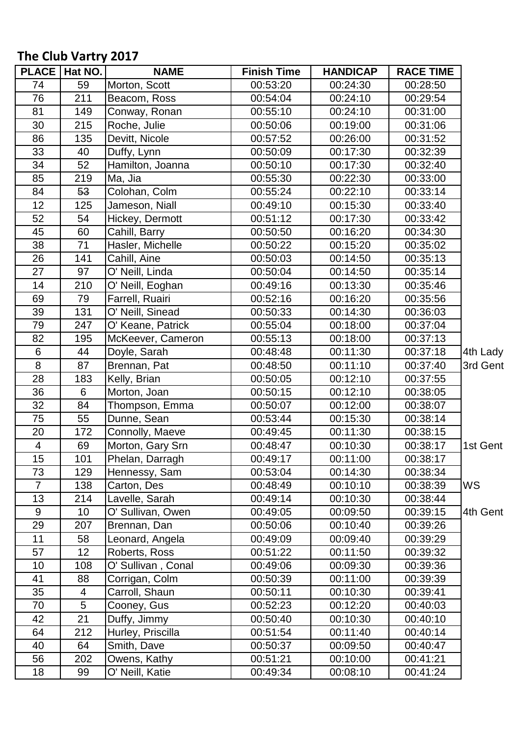## The Club Vartry 2017

| PLACE | Hat NO. | NAME | Finish Time | HANDICAP | RACE TIME | |
|---|---|---|---|---|---|---|
| 74 | 59 | Morton, Scott | 00:53:20 | 00:24:30 | 00:28:50 | |
| 76 | 211 | Beacom, Ross | 00:54:04 | 00:24:10 | 00:29:54 | |
| 81 | 149 | Conway, Ronan | 00:55:10 | 00:24:10 | 00:31:00 | |
| 30 | 215 | Roche, Julie | 00:50:06 | 00:19:00 | 00:31:06 | |
| 86 | 135 | Devitt, Nicole | 00:57:52 | 00:26:00 | 00:31:52 | |
| 33 | 40 | Duffy, Lynn | 00:50:09 | 00:17:30 | 00:32:39 | |
| 34 | 52 | Hamilton, Joanna | 00:50:10 | 00:17:30 | 00:32:40 | |
| 85 | 219 | Ma, Jia | 00:55:30 | 00:22:30 | 00:33:00 | |
| 84 | 53 | Colohan, Colm | 00:55:24 | 00:22:10 | 00:33:14 | |
| 12 | 125 | Jameson, Niall | 00:49:10 | 00:15:30 | 00:33:40 | |
| 52 | 54 | Hickey, Dermott | 00:51:12 | 00:17:30 | 00:33:42 | |
| 45 | 60 | Cahill, Barry | 00:50:50 | 00:16:20 | 00:34:30 | |
| 38 | 71 | Hasler, Michelle | 00:50:22 | 00:15:20 | 00:35:02 | |
| 26 | 141 | Cahill, Aine | 00:50:03 | 00:14:50 | 00:35:13 | |
| 27 | 97 | O' Neill, Linda | 00:50:04 | 00:14:50 | 00:35:14 | |
| 14 | 210 | O' Neill, Eoghan | 00:49:16 | 00:13:30 | 00:35:46 | |
| 69 | 79 | Farrell, Ruairi | 00:52:16 | 00:16:20 | 00:35:56 | |
| 39 | 131 | O' Neill, Sinead | 00:50:33 | 00:14:30 | 00:36:03 | |
| 79 | 247 | O' Keane, Patrick | 00:55:04 | 00:18:00 | 00:37:04 | |
| 82 | 195 | McKeever, Cameron | 00:55:13 | 00:18:00 | 00:37:13 | |
| 6 | 44 | Doyle, Sarah | 00:48:48 | 00:11:30 | 00:37:18 | 4th Lady |
| 8 | 87 | Brennan, Pat | 00:48:50 | 00:11:10 | 00:37:40 | 3rd Gent |
| 28 | 183 | Kelly, Brian | 00:50:05 | 00:12:10 | 00:37:55 | |
| 36 | 6 | Morton, Joan | 00:50:15 | 00:12:10 | 00:38:05 | |
| 32 | 84 | Thompson, Emma | 00:50:07 | 00:12:00 | 00:38:07 | |
| 75 | 55 | Dunne, Sean | 00:53:44 | 00:15:30 | 00:38:14 | |
| 20 | 172 | Connolly, Maeve | 00:49:45 | 00:11:30 | 00:38:15 | |
| 4 | 69 | Morton, Gary Srn | 00:48:47 | 00:10:30 | 00:38:17 | 1st Gent |
| 15 | 101 | Phelan, Darragh | 00:49:17 | 00:11:00 | 00:38:17 | |
| 73 | 129 | Hennessy, Sam | 00:53:04 | 00:14:30 | 00:38:34 | |
| 7 | 138 | Carton, Des | 00:48:49 | 00:10:10 | 00:38:39 | WS |
| 13 | 214 | Lavelle, Sarah | 00:49:14 | 00:10:30 | 00:38:44 | |
| 9 | 10 | O' Sullivan, Owen | 00:49:05 | 00:09:50 | 00:39:15 | 4th Gent |
| 29 | 207 | Brennan, Dan | 00:50:06 | 00:10:40 | 00:39:26 | |
| 11 | 58 | Leonard, Angela | 00:49:09 | 00:09:40 | 00:39:29 | |
| 57 | 12 | Roberts, Ross | 00:51:22 | 00:11:50 | 00:39:32 | |
| 10 | 108 | O' Sullivan , Conal | 00:49:06 | 00:09:30 | 00:39:36 | |
| 41 | 88 | Corrigan, Colm | 00:50:39 | 00:11:00 | 00:39:39 | |
| 35 | 4 | Carroll, Shaun | 00:50:11 | 00:10:30 | 00:39:41 | |
| 70 | 5 | Cooney, Gus | 00:52:23 | 00:12:20 | 00:40:03 | |
| 42 | 21 | Duffy, Jimmy | 00:50:40 | 00:10:30 | 00:40:10 | |
| 64 | 212 | Hurley, Priscilla | 00:51:54 | 00:11:40 | 00:40:14 | |
| 40 | 64 | Smith, Dave | 00:50:37 | 00:09:50 | 00:40:47 | |
| 56 | 202 | Owens, Kathy | 00:51:21 | 00:10:00 | 00:41:21 | |
| 18 | 99 | O' Neill, Katie | 00:49:34 | 00:08:10 | 00:41:24 | |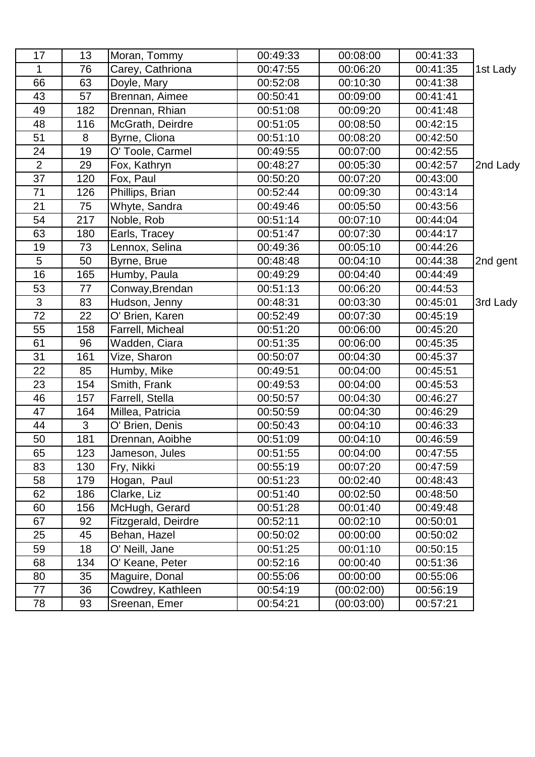| | | | | | | |
|---|---|---|---|---|---|---|
| 17 | 13 | Moran, Tommy | 00:49:33 | 00:08:00 | 00:41:33 | |
| 1 | 76 | Carey, Cathriona | 00:47:55 | 00:06:20 | 00:41:35 | 1st Lady |
| 66 | 63 | Doyle, Mary | 00:52:08 | 00:10:30 | 00:41:38 | |
| 43 | 57 | Brennan, Aimee | 00:50:41 | 00:09:00 | 00:41:41 | |
| 49 | 182 | Drennan, Rhian | 00:51:08 | 00:09:20 | 00:41:48 | |
| 48 | 116 | McGrath, Deirdre | 00:51:05 | 00:08:50 | 00:42:15 | |
| 51 | 8 | Byrne, Cliona | 00:51:10 | 00:08:20 | 00:42:50 | |
| 24 | 19 | O' Toole, Carmel | 00:49:55 | 00:07:00 | 00:42:55 | |
| 2 | 29 | Fox, Kathryn | 00:48:27 | 00:05:30 | 00:42:57 | 2nd Lady |
| 37 | 120 | Fox, Paul | 00:50:20 | 00:07:20 | 00:43:00 | |
| 71 | 126 | Phillips, Brian | 00:52:44 | 00:09:30 | 00:43:14 | |
| 21 | 75 | Whyte, Sandra | 00:49:46 | 00:05:50 | 00:43:56 | |
| 54 | 217 | Noble, Rob | 00:51:14 | 00:07:10 | 00:44:04 | |
| 63 | 180 | Earls, Tracey | 00:51:47 | 00:07:30 | 00:44:17 | |
| 19 | 73 | Lennox, Selina | 00:49:36 | 00:05:10 | 00:44:26 | |
| 5 | 50 | Byrne, Brue | 00:48:48 | 00:04:10 | 00:44:38 | 2nd gent |
| 16 | 165 | Humby, Paula | 00:49:29 | 00:04:40 | 00:44:49 | |
| 53 | 77 | Conway,Brendan | 00:51:13 | 00:06:20 | 00:44:53 | |
| 3 | 83 | Hudson, Jenny | 00:48:31 | 00:03:30 | 00:45:01 | 3rd Lady |
| 72 | 22 | O' Brien, Karen | 00:52:49 | 00:07:30 | 00:45:19 | |
| 55 | 158 | Farrell, Micheal | 00:51:20 | 00:06:00 | 00:45:20 | |
| 61 | 96 | Wadden, Ciara | 00:51:35 | 00:06:00 | 00:45:35 | |
| 31 | 161 | Vize, Sharon | 00:50:07 | 00:04:30 | 00:45:37 | |
| 22 | 85 | Humby, Mike | 00:49:51 | 00:04:00 | 00:45:51 | |
| 23 | 154 | Smith, Frank | 00:49:53 | 00:04:00 | 00:45:53 | |
| 46 | 157 | Farrell, Stella | 00:50:57 | 00:04:30 | 00:46:27 | |
| 47 | 164 | Millea, Patricia | 00:50:59 | 00:04:30 | 00:46:29 | |
| 44 | 3 | O' Brien, Denis | 00:50:43 | 00:04:10 | 00:46:33 | |
| 50 | 181 | Drennan, Aoibhe | 00:51:09 | 00:04:10 | 00:46:59 | |
| 65 | 123 | Jameson, Jules | 00:51:55 | 00:04:00 | 00:47:55 | |
| 83 | 130 | Fry, Nikki | 00:55:19 | 00:07:20 | 00:47:59 | |
| 58 | 179 | Hogan, Paul | 00:51:23 | 00:02:40 | 00:48:43 | |
| 62 | 186 | Clarke, Liz | 00:51:40 | 00:02:50 | 00:48:50 | |
| 60 | 156 | McHugh, Gerard | 00:51:28 | 00:01:40 | 00:49:48 | |
| 67 | 92 | Fitzgerald, Deirdre | 00:52:11 | 00:02:10 | 00:50:01 | |
| 25 | 45 | Behan, Hazel | 00:50:02 | 00:00:00 | 00:50:02 | |
| 59 | 18 | O' Neill, Jane | 00:51:25 | 00:01:10 | 00:50:15 | |
| 68 | 134 | O' Keane, Peter | 00:52:16 | 00:00:40 | 00:51:36 | |
| 80 | 35 | Maguire, Donal | 00:55:06 | 00:00:00 | 00:55:06 | |
| 77 | 36 | Cowdrey, Kathleen | 00:54:19 | (00:02:00) | 00:56:19 | |
| 78 | 93 | Sreenan, Emer | 00:54:21 | (00:03:00) | 00:57:21 | |